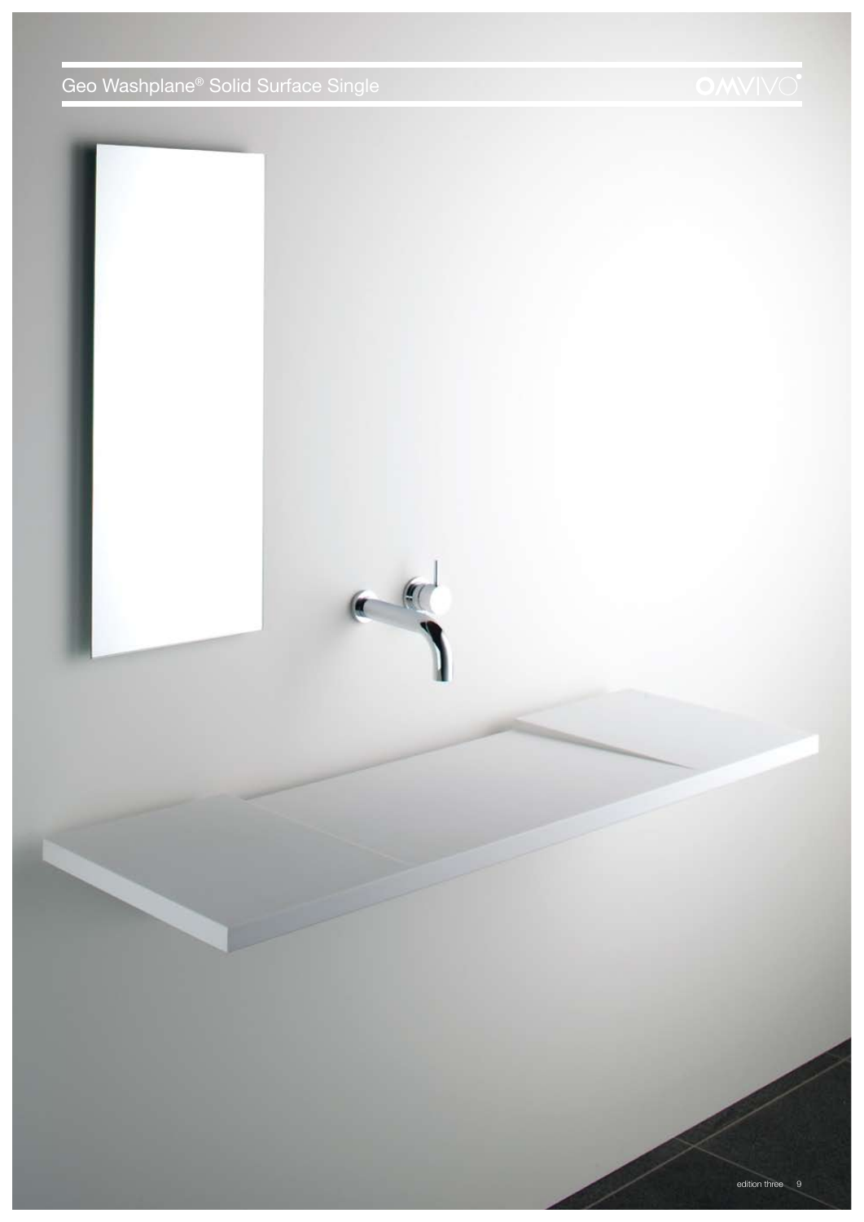# Geo Washplane® Solid Surface Single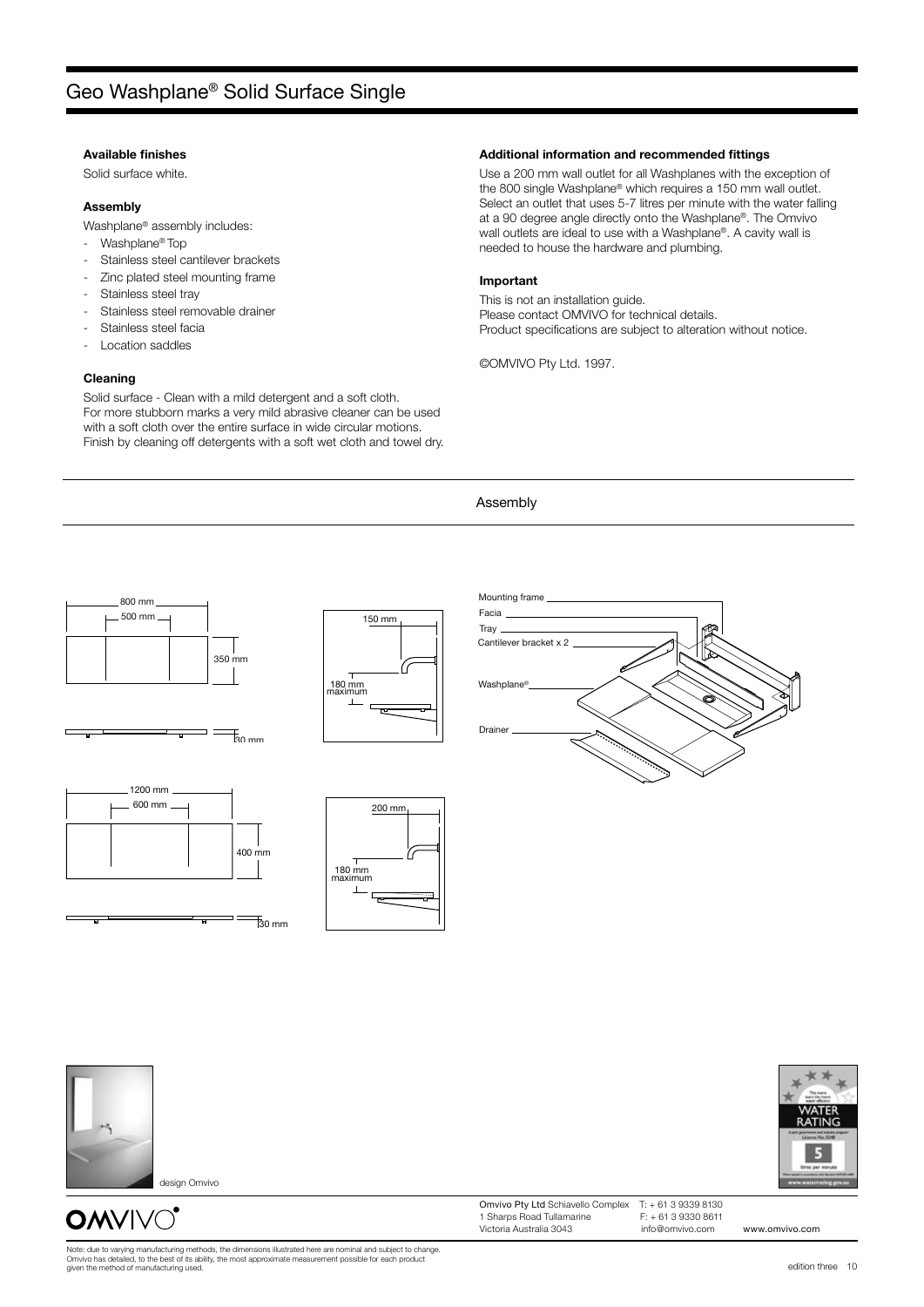# Geo Washplane® Solid Surface Single

**Available finishes**

Solid surface white.

**Assembly**

Washplane® assembly includes:

- Washplane® Top
- Stainless steel cantilever brackets
- Zinc plated steel mounting frame
- Stainless steel tray
- Stainless steel removable drainer
- Stainless steel facia
- Location saddles

**Cleaning**

Solid surface - Clean with a mild detergent and a soft cloth.
For more stubborn marks a very mild abrasive cleaner can be used with a soft cloth over the entire surface in wide circular motions.
Finish by cleaning off detergents with a soft wet cloth and towel dry.

**Additional information and recommended fittings**

Use a 200 mm wall outlet for all Washplanes with the exception of the 800 single Washplane® which requires a 150 mm wall outlet. Select an outlet that uses 5-7 litres per minute with the water falling at a 90 degree angle directly onto the Washplane®. The Omvivo wall outlets are ideal to use with a Washplane®. A cavity wall is needed to house the hardware and plumbing.

**Important**

This is not an installation guide.
Please contact OMVIVO for technical details.
Product specifications are subject to alteration without notice.

©OMVIVO Pty Ltd. 1997.

## Assembly

800 mm
500 mm
350 mm
30 mm

150 mm
180 mm maximum

1200 mm
600 mm
400 mm
30 mm

200 mm
180 mm maximum

Mounting frame
Facia
Tray
Cantilever bracket x 2
Washplane®
Drainer

design Omvivo

OMVIVO

Omvivo Pty Ltd Schiavello Complex
1 Sharps Road Tullamarine
Victoria Australia 3043

T: + 61 3 9339 8130
F: + 61 3 9330 8611
info@omvivo.com

www.omvivo.com

Note: due to varying manufacturing methods, the dimensions illustrated here are nominal and subject to change. Omvivo has detailed, to the best of its ability, the most approximate measurement possible for each product given the method of manufacturing used.

edition three